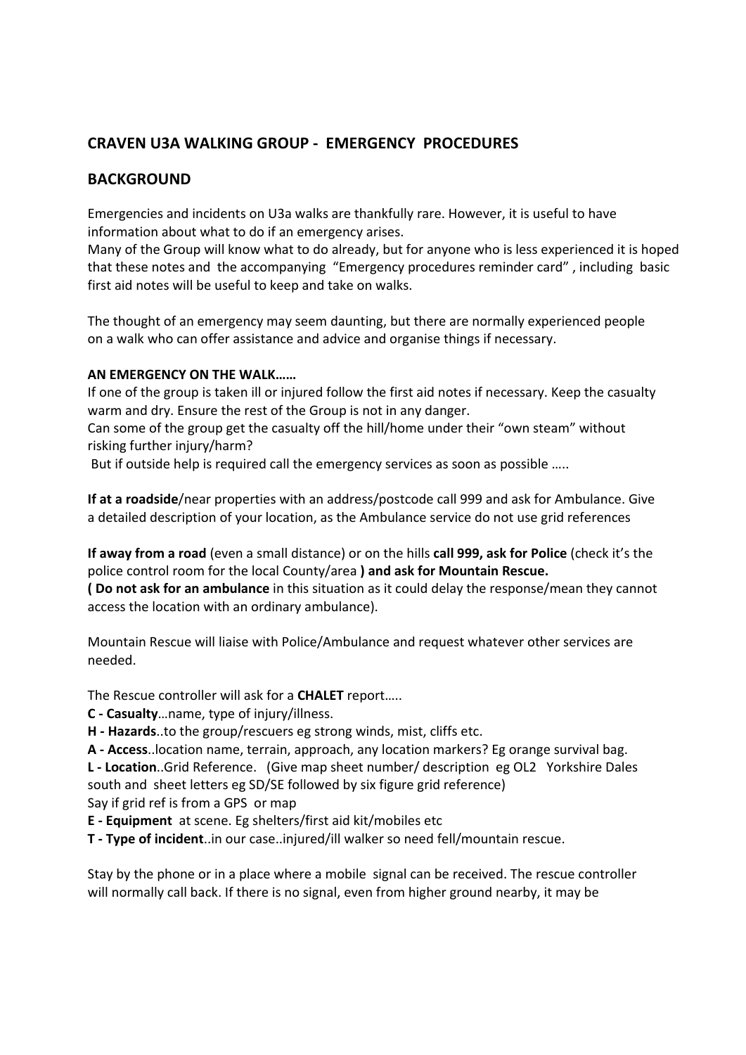## CRAVEN U3A WALKING GROUP - EMERGENCY PROCEDURES

## BACKGROUND

Emergencies and incidents on U3a walks are thankfully rare. However, it is useful to have information about what to do if an emergency arises.
Many of the Group will know what to do already, but for anyone who is less experienced it is hoped that these notes and the accompanying "Emergency procedures reminder card" , including basic first aid notes will be useful to keep and take on walks.

The thought of an emergency may seem daunting, but there are normally experienced people on a walk who can offer assistance and advice and organise things if necessary.

**AN EMERGENCY ON THE WALK……**

If one of the group is taken ill or injured follow the first aid notes if necessary. Keep the casualty warm and dry. Ensure the rest of the Group is not in any danger.
Can some of the group get the casualty off the hill/home under their "own steam" without risking further injury/harm?
But if outside help is required call the emergency services as soon as possible …..

**If at a roadside**/near properties with an address/postcode call 999 and ask for Ambulance. Give a detailed description of your location, as the Ambulance service do not use grid references

**If away from a road** (even a small distance) or on the hills **call 999, ask for Police** (check it's the police control room for the local County/area **) and ask for Mountain Rescue.**
**( Do not ask for an ambulance** in this situation as it could delay the response/mean they cannot access the location with an ordinary ambulance).

Mountain Rescue will liaise with Police/Ambulance and request whatever other services are needed.

The Rescue controller will ask for a **CHALET** report…..

**C - Casualty**…name, type of injury/illness.
**H - Hazards**..to the group/rescuers eg strong winds, mist, cliffs etc.
**A - Access**..location name, terrain, approach, any location markers? Eg orange survival bag.
**L - Location**..Grid Reference. (Give map sheet number/ description eg OL2 Yorkshire Dales south and sheet letters eg SD/SE followed by six figure grid reference)
Say if grid ref is from a GPS or map
**E - Equipment** at scene. Eg shelters/first aid kit/mobiles etc
**T - Type of incident**..in our case..injured/ill walker so need fell/mountain rescue.

Stay by the phone or in a place where a mobile signal can be received. The rescue controller will normally call back. If there is no signal, even from higher ground nearby, it may be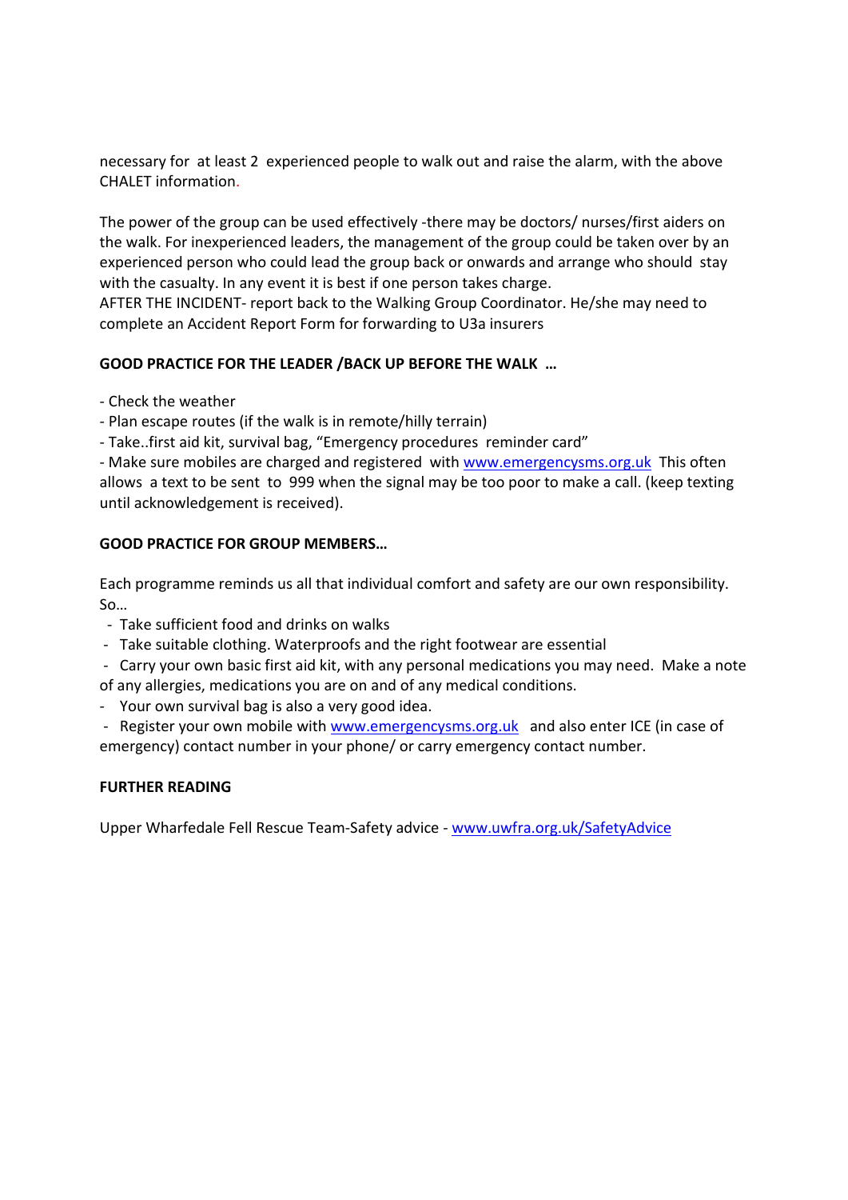necessary for at least 2 experienced people to walk out and raise the alarm, with the above CHALET information.

The power of the group can be used effectively -there may be doctors/ nurses/first aiders on the walk. For inexperienced leaders, the management of the group could be taken over by an experienced person who could lead the group back or onwards and arrange who should stay with the casualty. In any event it is best if one person takes charge.
AFTER THE INCIDENT- report back to the Walking Group Coordinator. He/she may need to complete an Accident Report Form for forwarding to U3a insurers

**GOOD PRACTICE FOR THE LEADER /BACK UP BEFORE THE WALK …**

- Check the weather
- Plan escape routes (if the walk is in remote/hilly terrain)
- Take..first aid kit, survival bag, "Emergency procedures reminder card"
- Make sure mobiles are charged and registered with www.emergencysms.org.uk This often allows a text to be sent to 999 when the signal may be too poor to make a call. (keep texting until acknowledgement is received).

**GOOD PRACTICE FOR GROUP MEMBERS…**

Each programme reminds us all that individual comfort and safety are our own responsibility. So…

- Take sufficient food and drinks on walks
- Take suitable clothing. Waterproofs and the right footwear are essential
- Carry your own basic first aid kit, with any personal medications you may need. Make a note of any allergies, medications you are on and of any medical conditions.
- Your own survival bag is also a very good idea.
- Register your own mobile with www.emergencysms.org.uk and also enter ICE (in case of emergency) contact number in your phone/ or carry emergency contact number.

**FURTHER READING**

Upper Wharfedale Fell Rescue Team-Safety advice - www.uwfra.org.uk/SafetyAdvice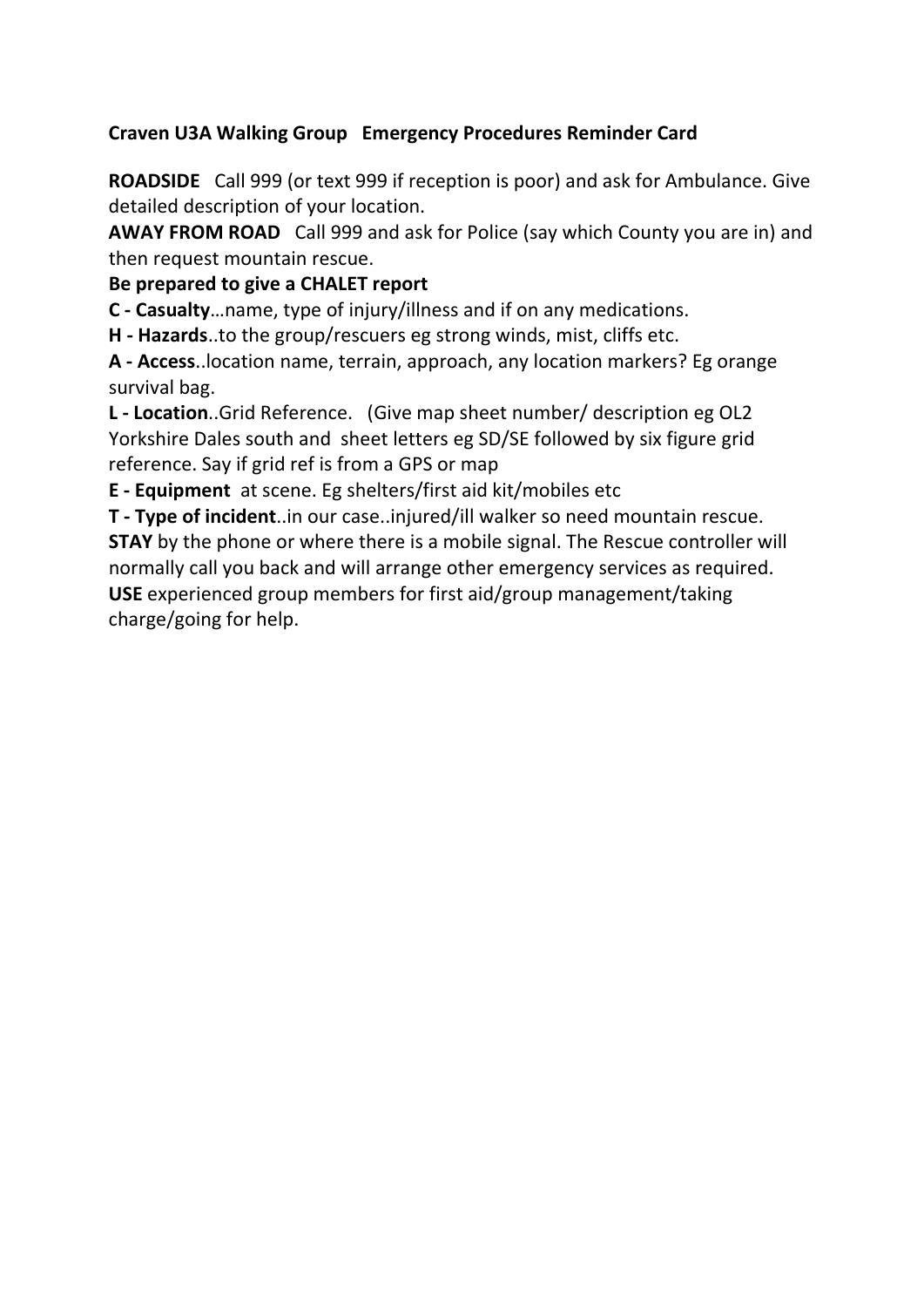**Craven U3A Walking Group   Emergency Procedures Reminder Card**

**ROADSIDE**   Call 999 (or text 999 if reception is poor) and ask for Ambulance. Give detailed description of your location.

**AWAY FROM ROAD**   Call 999 and ask for Police (say which County you are in) and then request mountain rescue.

**Be prepared to give a CHALET report**

**C - Casualty**…name, type of injury/illness and if on any medications.

**H - Hazards**..to the group/rescuers eg strong winds, mist, cliffs etc.

**A - Access**..location name, terrain, approach, any location markers? Eg orange survival bag.

**L - Location**..Grid Reference.   (Give map sheet number/ description eg OL2 Yorkshire Dales south and  sheet letters eg SD/SE followed by six figure grid reference. Say if grid ref is from a GPS or map

**E - Equipment**  at scene. Eg shelters/first aid kit/mobiles etc

**T - Type of incident**..in our case..injured/ill walker so need mountain rescue.

**STAY** by the phone or where there is a mobile signal. The Rescue controller will normally call you back and will arrange other emergency services as required.

**USE** experienced group members for first aid/group management/taking charge/going for help.